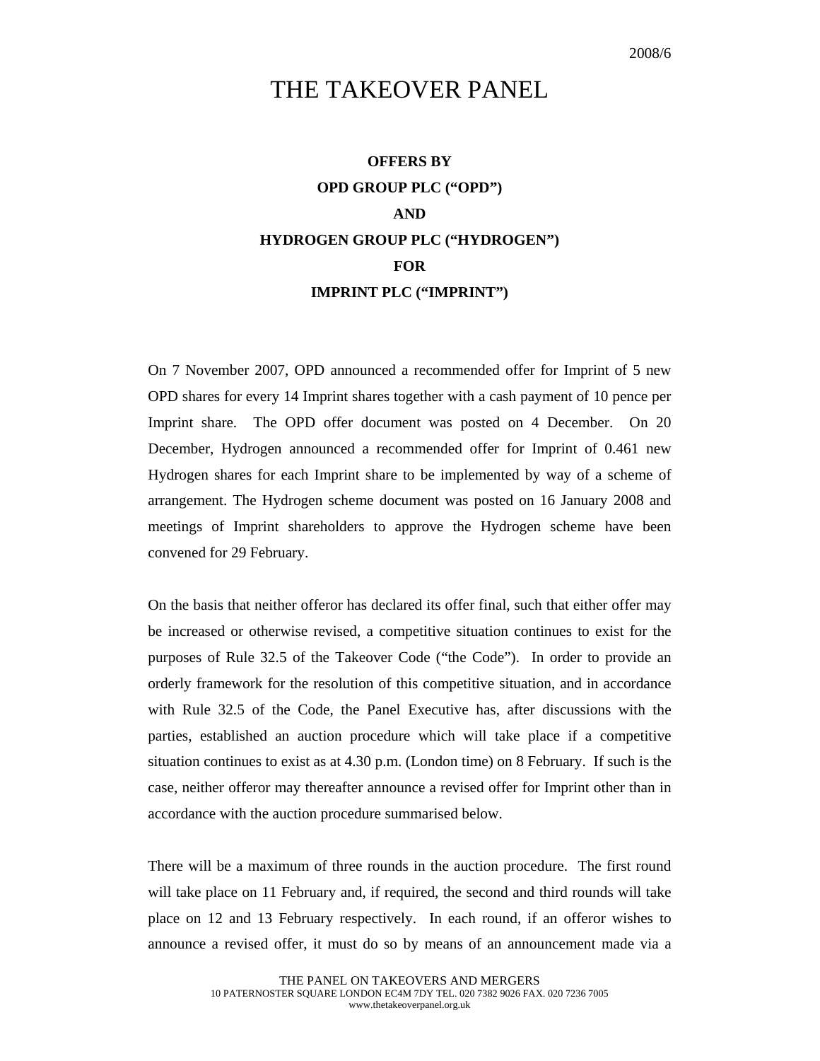2008/6

# THE TAKEOVER PANEL

**OFFERS BY**

**OPD GROUP PLC ("OPD")**

**AND**

**HYDROGEN GROUP PLC ("HYDROGEN")**

**FOR**

**IMPRINT PLC ("IMPRINT")**

On 7 November 2007, OPD announced a recommended offer for Imprint of 5 new OPD shares for every 14 Imprint shares together with a cash payment of 10 pence per Imprint share. The OPD offer document was posted on 4 December. On 20 December, Hydrogen announced a recommended offer for Imprint of 0.461 new Hydrogen shares for each Imprint share to be implemented by way of a scheme of arrangement. The Hydrogen scheme document was posted on 16 January 2008 and meetings of Imprint shareholders to approve the Hydrogen scheme have been convened for 29 February.

On the basis that neither offeror has declared its offer final, such that either offer may be increased or otherwise revised, a competitive situation continues to exist for the purposes of Rule 32.5 of the Takeover Code ("the Code"). In order to provide an orderly framework for the resolution of this competitive situation, and in accordance with Rule 32.5 of the Code, the Panel Executive has, after discussions with the parties, established an auction procedure which will take place if a competitive situation continues to exist as at 4.30 p.m. (London time) on 8 February. If such is the case, neither offeror may thereafter announce a revised offer for Imprint other than in accordance with the auction procedure summarised below.

There will be a maximum of three rounds in the auction procedure. The first round will take place on 11 February and, if required, the second and third rounds will take place on 12 and 13 February respectively. In each round, if an offeror wishes to announce a revised offer, it must do so by means of an announcement made via a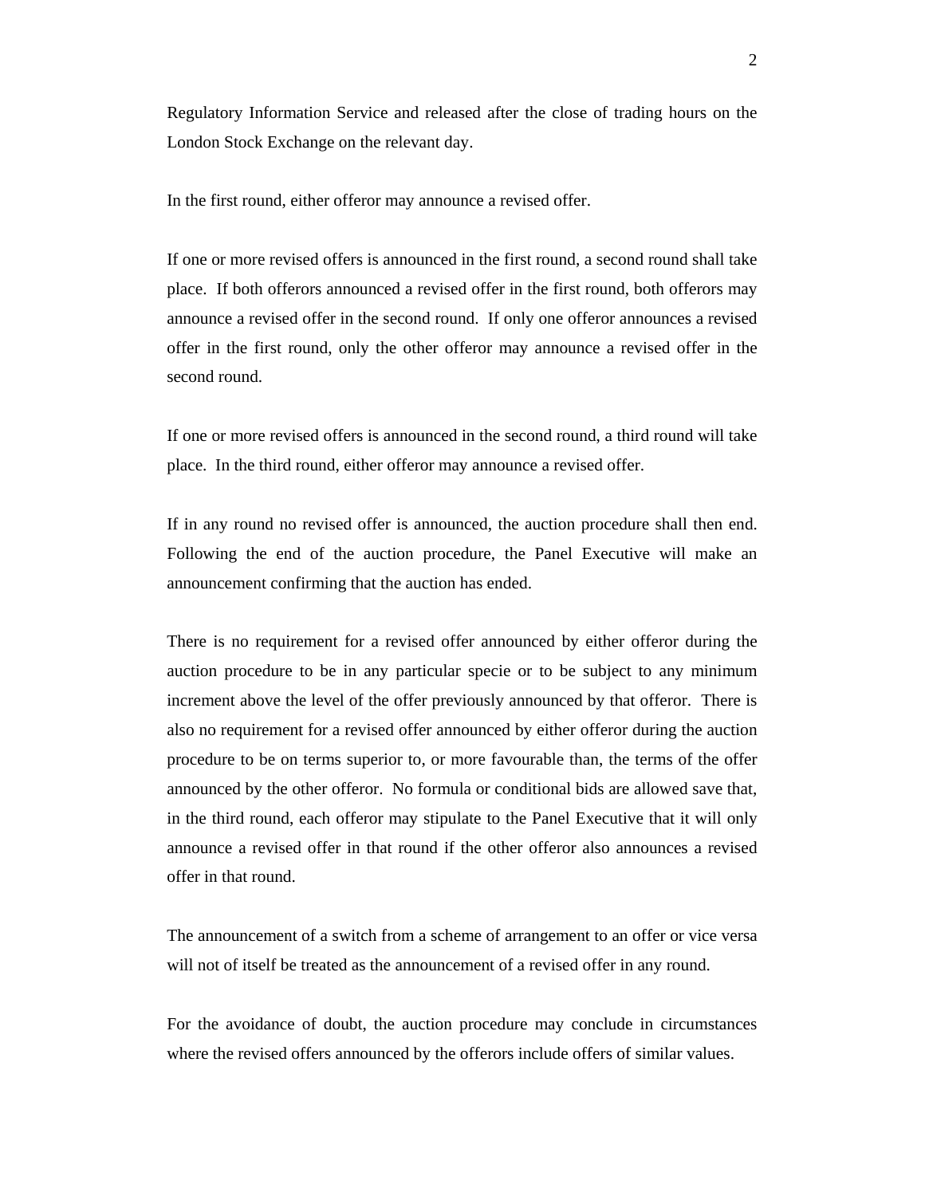Regulatory Information Service and released after the close of trading hours on the London Stock Exchange on the relevant day.

In the first round, either offeror may announce a revised offer.

If one or more revised offers is announced in the first round, a second round shall take place. If both offerors announced a revised offer in the first round, both offerors may announce a revised offer in the second round. If only one offeror announces a revised offer in the first round, only the other offeror may announce a revised offer in the second round.

If one or more revised offers is announced in the second round, a third round will take place. In the third round, either offeror may announce a revised offer.

If in any round no revised offer is announced, the auction procedure shall then end. Following the end of the auction procedure, the Panel Executive will make an announcement confirming that the auction has ended.

There is no requirement for a revised offer announced by either offeror during the auction procedure to be in any particular specie or to be subject to any minimum increment above the level of the offer previously announced by that offeror. There is also no requirement for a revised offer announced by either offeror during the auction procedure to be on terms superior to, or more favourable than, the terms of the offer announced by the other offeror. No formula or conditional bids are allowed save that, in the third round, each offeror may stipulate to the Panel Executive that it will only announce a revised offer in that round if the other offeror also announces a revised offer in that round.

The announcement of a switch from a scheme of arrangement to an offer or vice versa will not of itself be treated as the announcement of a revised offer in any round.

For the avoidance of doubt, the auction procedure may conclude in circumstances where the revised offers announced by the offerors include offers of similar values.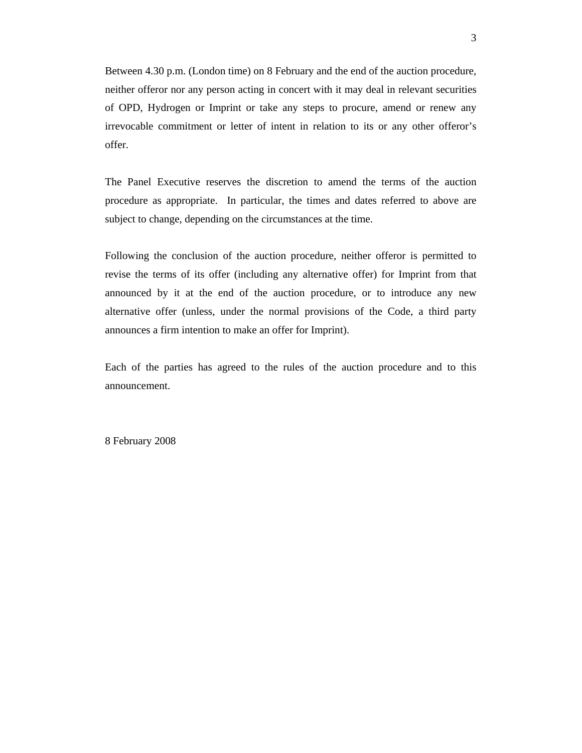Between 4.30 p.m. (London time) on 8 February and the end of the auction procedure, neither offeror nor any person acting in concert with it may deal in relevant securities of OPD, Hydrogen or Imprint or take any steps to procure, amend or renew any irrevocable commitment or letter of intent in relation to its or any other offeror's offer.

The Panel Executive reserves the discretion to amend the terms of the auction procedure as appropriate. In particular, the times and dates referred to above are subject to change, depending on the circumstances at the time.

Following the conclusion of the auction procedure, neither offeror is permitted to revise the terms of its offer (including any alternative offer) for Imprint from that announced by it at the end of the auction procedure, or to introduce any new alternative offer (unless, under the normal provisions of the Code, a third party announces a firm intention to make an offer for Imprint).

Each of the parties has agreed to the rules of the auction procedure and to this announcement.

8 February 2008